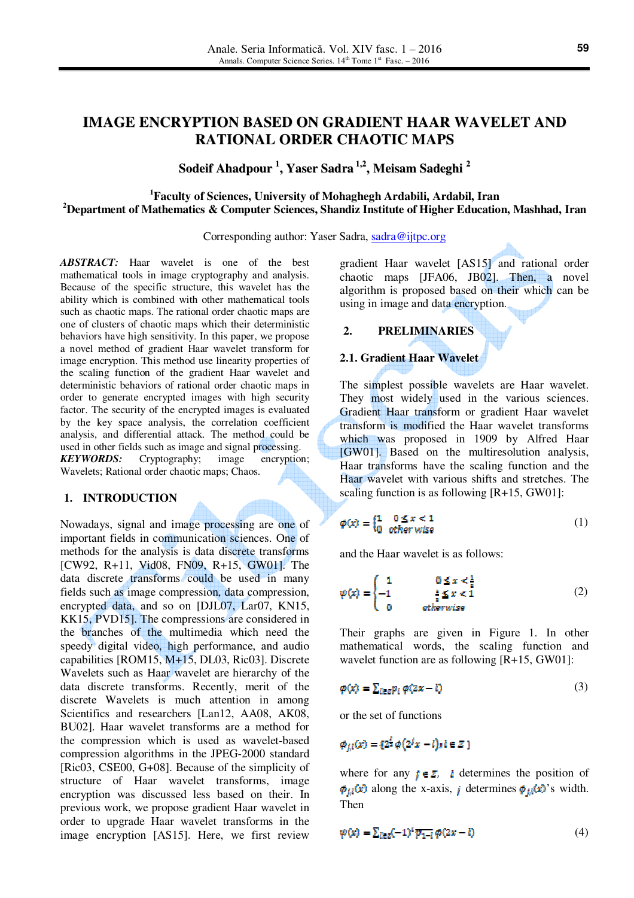# IMAGE ENCRYPTION BASED ON GRADIENT HAAR WAVELET AND RATIONAL ORDER CHAOTIC MAPS

**Sodeif Ahadpour [1], Yaser Sadra [1,2], Meisam Sadeghi [2]**

[1]**Faculty of Sciences, University of Mohaghegh Ardabili, Ardabil, Iran**
[2]**Department of Mathematics & Computer Sciences, Shandiz Institute of Higher Education, Mashhad, Iran**

Corresponding author: Yaser Sadra, sadra@ijtpc.org

***ABSTRACT:*** Haar wavelet is one of the best mathematical tools in image cryptography and analysis. Because of the specific structure, this wavelet has the ability which is combined with other mathematical tools such as chaotic maps. The rational order chaotic maps are one of clusters of chaotic maps which their deterministic behaviors have high sensitivity. In this paper, we propose a novel method of gradient Haar wavelet transform for image encryption. This method use linearity properties of the scaling function of the gradient Haar wavelet and deterministic behaviors of rational order chaotic maps in order to generate encrypted images with high security factor. The security of the encrypted images is evaluated by the key space analysis, the correlation coefficient analysis, and differential attack. The method could be used in other fields such as image and signal processing.

***KEYWORDS:*** Cryptography; image encryption; Wavelets; Rational order chaotic maps; Chaos.

## 1. INTRODUCTION

Nowadays, signal and image processing are one of important fields in communication sciences. One of methods for the analysis is data discrete transforms [CW92, R+11, Vid08, FN09, R+15, GW01]. The data discrete transforms could be used in many fields such as image compression, data compression, encrypted data, and so on [DJL07, Lar07, KN15, KK15, PVD15]. The compressions are considered in the branches of the multimedia which need the speedy digital video, high performance, and audio capabilities [ROM15, M+15, DL03, Ric03]. Discrete Wavelets such as Haar wavelet are hierarchy of the data discrete transforms. Recently, merit of the discrete Wavelets is much attention in among Scientifics and researchers [Lan12, AA08, AK08, BU02]. Haar wavelet transforms are a method for the compression which is used as wavelet-based compression algorithms in the JPEG-2000 standard [Ric03, CSE00, G+08]. Because of the simplicity of structure of Haar wavelet transforms, image encryption was discussed less based on their. In previous work, we propose gradient Haar wavelet in order to upgrade Haar wavelet transforms in the image encryption [AS15]. Here, we first review gradient Haar wavelet [AS15] and rational order chaotic maps [JFA06, JB02]. Then, a novel algorithm is proposed based on their which can be using in image and data encryption.

## 2. PRELIMINARIES

### 2.1. Gradient Haar Wavelet

The simplest possible wavelets are Haar wavelet. They most widely used in the various sciences. Gradient Haar transform or gradient Haar wavelet transform is modified the Haar wavelet transforms which was proposed in 1909 by Alfred Haar [GW01]. Based on the multiresolution analysis, Haar transforms have the scaling function and the Haar wavelet with various shifts and stretches. The scaling function is as following [R+15, GW01]:

$$\varphi(x) = \begin{cases} 1 & 0 \leq x < 1 \\ 0 & other\ wise \end{cases} \tag{1}$$

and the Haar wavelet is as follows:

$$\psi(x) = \begin{cases} 1 & 0 \leq x < \frac{1}{2} \\ -1 & \frac{1}{2} \leq x < 1 \\ 0 & otherwise \end{cases} \tag{2}$$

Their graphs are given in Figure 1. In other mathematical words, the scaling function and wavelet function are as following [R+15, GW01]:

$$\varphi(x) = \sum_{l \in Z} p_l\, \varphi(2x - l) \tag{3}$$

or the set of functions

$$\varphi_{j,l}(x) = \{2^{\frac{j}{2}} \varphi(2^j x - l),\ l \in Z\}$$

where for any $j \in Z$, $l$ determines the position of $\varphi_{j,l}(x)$ along the x-axis, $j$ determines $\varphi_{j,l}(x)$'s width. Then

$$\psi(x) = \sum_{l \in Z} (-1)^l\, \overline{p_{1-l}}\, \varphi(2x - l) \tag{4}$$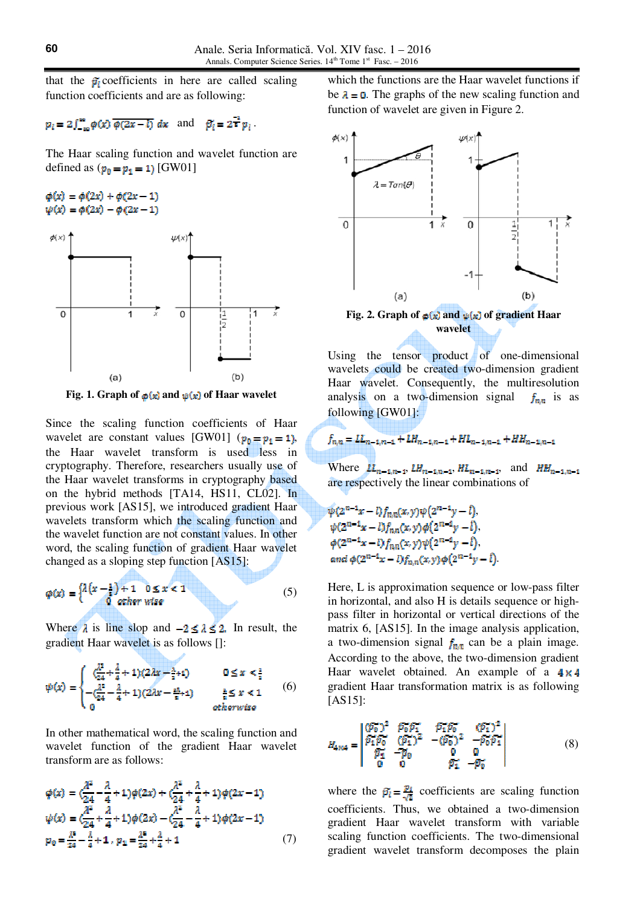that the $\tilde{p}_i$ coefficients in here are called scaling function coefficients and are as following:

$$p_i = 2\int_{-\infty}^{\infty} \phi(x)\,\overline{\phi(2x-i)}\,dx \quad \text{and} \quad \tilde{p}_i = 2^{-\frac{1}{2}} p_i .$$

The Haar scaling function and wavelet function are defined as ($p_0 = p_1 = 1$) [GW01]

$$\phi(x) = \phi(2x) + \phi(2x-1)$$
$$\psi(x) = \phi(2x) - \phi(2x-1)$$

Fig. 1. Graph of $\phi(x)$ and $\psi(x)$ of Haar wavelet

Since the scaling function coefficients of Haar wavelet are constant values [GW01] ($p_0 = p_1 = 1$), the Haar wavelet transform is used less in cryptography. Therefore, researchers usually use of the Haar wavelet transforms in cryptography based on the hybrid methods [TA14, HS11, CL02]. In previous work [AS15], we introduced gradient Haar wavelets transform which the scaling function and the wavelet function are not constant values. In other word, the scaling function of gradient Haar wavelet changed as a sloping step function [AS15]:

$$\phi(x) = \begin{cases} \lambda\left(x-\frac{1}{2}\right)+1 & 0 \le x < 1 \\ 0 & \text{other wise} \end{cases} \tag{5}$$

Where $\lambda$ is line slop and $-2 \le \lambda \le 2$. In result, the gradient Haar wavelet is as follows []:

$$\psi(x) = \begin{cases} \left(\frac{\lambda^2}{24}+\frac{\lambda}{4}+1\right)\left(2\lambda x-\frac{\lambda}{2}+1\right) & 0 \le x < \frac{1}{2} \\ -\left(\frac{\lambda^2}{24}-\frac{\lambda}{4}+1\right)\left(2\lambda x-\frac{3\lambda}{2}+1\right) & \frac{1}{2} \le x < 1 \\ 0 & \text{otherwise} \end{cases} \tag{6}$$

In other mathematical word, the scaling function and wavelet function of the gradient Haar wavelet transform are as follows:

$$\phi(x) = \left(\frac{\lambda^2}{24}-\frac{\lambda}{4}+1\right)\phi(2x) + \left(\frac{\lambda^2}{24}+\frac{\lambda}{4}+1\right)\phi(2x-1)$$
$$\psi(x) = \left(\frac{\lambda^2}{24}+\frac{\lambda}{4}+1\right)\phi(2x) - \left(\frac{\lambda^2}{24}-\frac{\lambda}{4}+1\right)\phi(2x-1)$$
$$p_0 = \frac{\lambda^2}{24}-\frac{\lambda}{4}+1,\; p_1 = \frac{\lambda^2}{24}+\frac{\lambda}{4}+1 \tag{7}$$

which the functions are the Haar wavelet functions if be $\lambda = 0$. The graphs of the new scaling function and function of wavelet are given in Figure 2.

Fig. 2. Graph of $\phi(x)$ and $\psi(x)$ of gradient Haar wavelet

Using the tensor product of one-dimensional wavelets could be created two-dimension gradient Haar wavelet. Consequently, the multiresolution analysis on a two-dimension signal $f_{n,n}$ is as following [GW01]:

$$f_{n,n} = LL_{n-1,n-1} + LH_{n-1,n-1} + HL_{n-1,n-1} + HH_{n-1,n-1}$$

Where $LL_{n-1,n-1}$, $LH_{n-1,n-1}$, $HL_{n-1,n-1}$, and $HH_{n-1,n-1}$ are respectively the linear combinations of

$$\psi(2^{n-1}x-l)f_{n,n}(x,y)\psi(2^{n-1}y-l),$$
$$\psi(2^{n-1}x-l)f_{n,n}(x,y)\phi(2^{n-1}y-l),$$
$$\phi(2^{n-1}x-l)f_{n,n}(x,y)\psi(2^{n-1}y-l),$$
$$\text{and } \phi(2^{n-1}x-l)f_{n,n}(x,y)\phi(2^{n-1}y-l).$$

Here, L is approximation sequence or low-pass filter in horizontal, and also H is details sequence or high-pass filter in horizontal or vertical directions of the matrix 6, [AS15]. In the image analysis application, a two-dimension signal $f_{n,n}$ can be a plain image. According to the above, the two-dimension gradient Haar wavelet obtained. An example of a $4\times4$ gradient Haar transformation matrix is as following [AS15]:

$$H_{4\times4} = \begin{vmatrix} (\tilde{p}_0)^2 & \tilde{p}_0\tilde{p}_1 & \tilde{p}_1\tilde{p}_0 & (\tilde{p}_1)^2 \\ \tilde{p}_1\tilde{p}_0 & (\tilde{p}_1)^2 & -(\tilde{p}_0)^2 & -\tilde{p}_0\tilde{p}_1 \\ \tilde{p}_1 & -\tilde{p}_0 & 0 & 0 \\ 0 & 0 & \tilde{p}_1 & -\tilde{p}_0 \end{vmatrix} \tag{8}$$

where the $\tilde{p}_i = \frac{p_i}{\sqrt{2}}$ coefficients are scaling function coefficients. Thus, we obtained a two-dimension gradient Haar wavelet transform with variable scaling function coefficients. The two-dimensional gradient wavelet transform decomposes the plain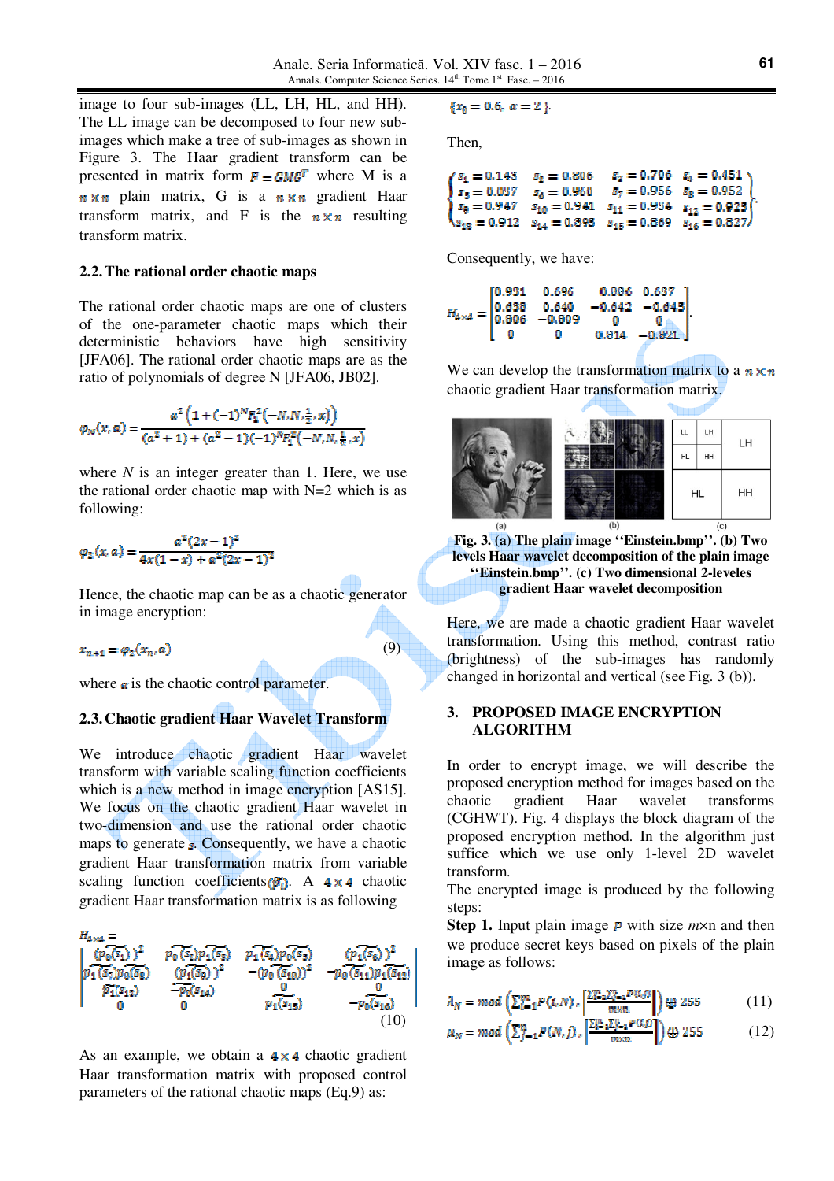image to four sub-images (LL, LH, HL, and HH). The LL image can be decomposed to four new sub-images which make a tree of sub-images as shown in Figure 3. The Haar gradient transform can be presented in matrix form $F = GMG^T$ where M is a $n \times n$ plain matrix, G is a $n \times n$ gradient Haar transform matrix, and F is the $n \times n$ resulting transform matrix.

## 2.2. The rational order chaotic maps

The rational order chaotic maps are one of clusters of the one-parameter chaotic maps which their deterministic behaviors have high sensitivity [JFA06]. The rational order chaotic maps are as the ratio of polynomials of degree N [JFA06, JB02].

$$\varphi_N(x, \alpha) = \frac{\alpha^2\left(1 + (-1)^N F_1^2\left(-N, N, \frac{1}{2}, x\right)\right)}{(\alpha^2 + 1) + (\alpha^2 - 1)(-1)^N F_1^2\left(-N, N, \frac{1}{2}, x\right)}$$

where $N$ is an integer greater than 1. Here, we use the rational order chaotic map with N=2 which is as following:

$$\varphi_2(x, \alpha) = \frac{\alpha^2(2x-1)^2}{4x(1-x) + \alpha^2(2x-1)^2}$$

Hence, the chaotic map can be as a chaotic generator in image encryption:

$$x_{n+1} = \varphi_2(x_n, \alpha) \tag{9}$$

where $\alpha$ is the chaotic control parameter.

## 2.3. Chaotic gradient Haar Wavelet Transform

We introduce chaotic gradient Haar wavelet transform with variable scaling function coefficients which is a new method in image encryption [AS15]. We focus on the chaotic gradient Haar wavelet in two-dimension and use the rational order chaotic maps to generate $s$. Consequently, we have a chaotic gradient Haar transformation matrix from variable scaling function coefficients $(p_i)$. A $4 \times 4$ chaotic gradient Haar transformation matrix is as following

$$H_{4\times 4} = \begin{bmatrix} (p_0(s_1))^2 & p_0(s_2)p_1(s_2) & p_1(s_3)p_0(s_3) & (p_1(s_4))^2 \\ p_1(s_5)p_0(s_6) & (p_1(s_6))^2 & -(p_0(s_{10}))^2 & -p_0(s_{11})p_1(s_{12}) \\ p_1(s_{11}) & -p_0(s_{14}) & 0 & 0 \\ 0 & 0 & p_1(s_{15}) & -p_0(s_{16}) \end{bmatrix} \tag{10}$$

As an example, we obtain a $4 \times 4$ chaotic gradient Haar transformation matrix with proposed control parameters of the rational chaotic maps (Eq.9) as:

$\{x_0 = 0.6,\ \alpha = 2\}$.

Then,

$$\begin{Bmatrix} s_1 = 0.143 & s_2 = 0.806 & s_3 = 0.706 & s_4 = 0.451 \\ s_5 = 0.087 & s_6 = 0.960 & s_7 = 0.956 & s_8 = 0.952 \\ s_9 = 0.947 & s_{10} = 0.941 & s_{11} = 0.934 & s_{12} = 0.925 \\ s_{13} = 0.912 & s_{14} = 0.895 & s_{15} = 0.869 & s_{16} = 0.827 \end{Bmatrix}.$$

Consequently, we have:

$$H_{4\times 4} = \begin{bmatrix} 0.931 & 0.696 & 0.886 & 0.637 \\ 0.638 & 0.640 & -0.642 & -0.645 \\ 0.806 & -0.809 & 0 & 0 \\ 0 & 0 & 0.814 & -0.821 \end{bmatrix}.$$

We can develop the transformation matrix to a $n \times n$ chaotic gradient Haar transformation matrix.

**Fig. 3. (a) The plain image "Einstein.bmp". (b) Two levels Haar wavelet decomposition of the plain image "Einstein.bmp". (c) Two dimensional 2-leveles gradient Haar wavelet decomposition**

Here, we are made a chaotic gradient Haar wavelet transformation. Using this method, contrast ratio (brightness) of the sub-images has randomly changed in horizontal and vertical (see Fig. 3 (b)).

## 3. PROPOSED IMAGE ENCRYPTION ALGORITHM

In order to encrypt image, we will describe the proposed encryption method for images based on the chaotic gradient Haar wavelet transforms (CGHWT). Fig. 4 displays the block diagram of the proposed encryption method. In the algorithm just suffice which we use only 1-level 2D wavelet transform.

The encrypted image is produced by the following steps:

**Step 1.** Input plain image $P$ with size $m$×n and then we produce secret keys based on pixels of the plain image as follows:

$$\lambda_N = mod\left(\sum_{i=1}^{m} P(i, N), \left\lfloor \frac{\sum_{i=1}^{m}\sum_{j=1}^{n} P(i,j)}{m \times n} \right\rfloor\right) \oplus 255 \tag{11}$$

$$\mu_N = mod\left(\sum_{j=1}^{n} P(N, j), \left\lfloor \frac{\sum_{i=1}^{m}\sum_{j=1}^{n} P(i,j)}{m \times n} \right\rfloor\right) \oplus 255 \tag{12}$$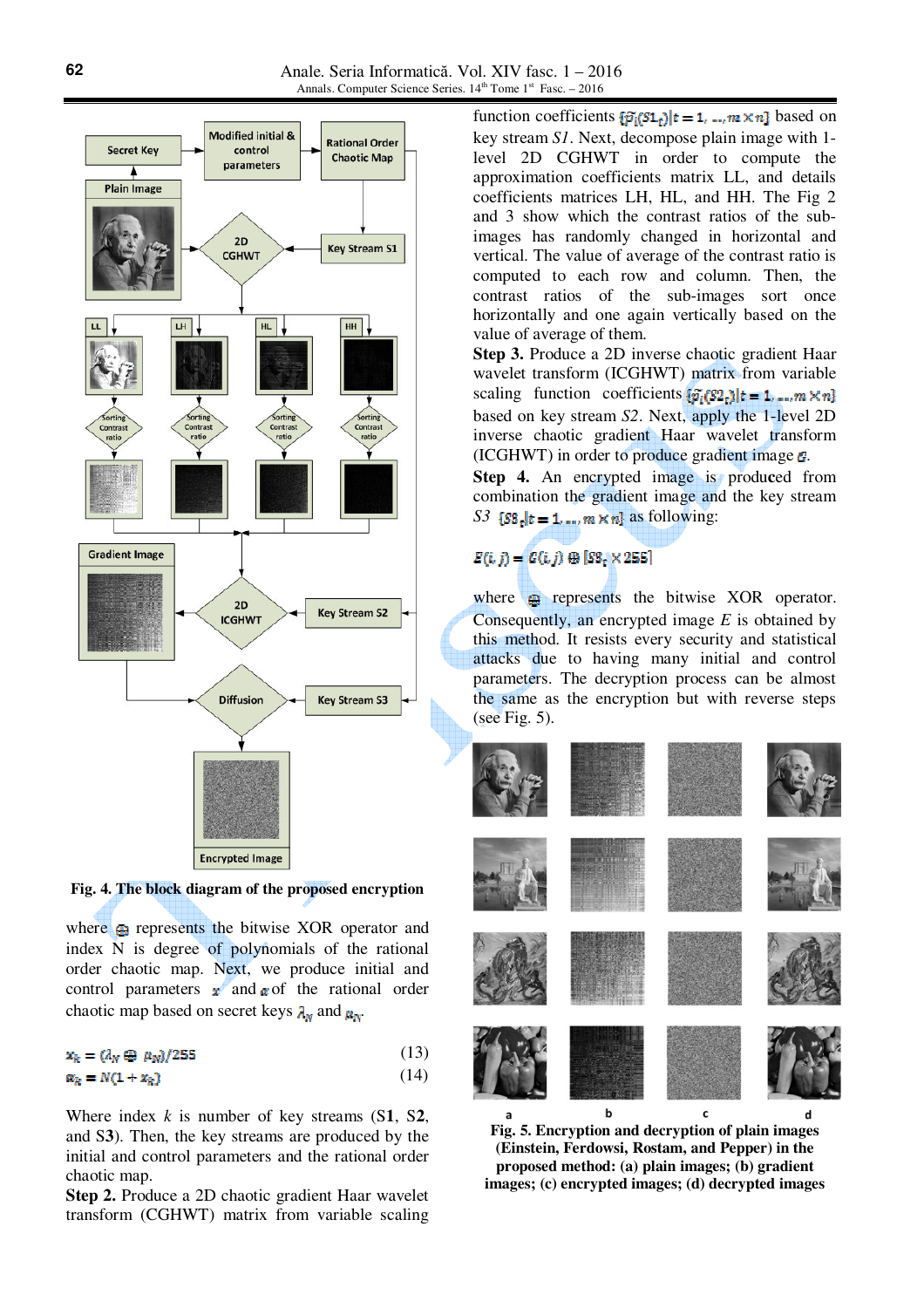**Fig. 4. The block diagram of the proposed encryption**

where $\oplus$ represents the bitwise XOR operator and index N is degree of polynomials of the rational order chaotic map. Next, we produce initial and control parameters $x$ and $\alpha$ of the rational order chaotic map based on secret keys $\lambda_N$ and $\mu_N$.

$$x_k = (\lambda_N \oplus \mu_N)/255 \tag{13}$$

$$\alpha_k = N(1 + x_k) \tag{14}$$

Where index $k$ is number of key streams (S1, S2, and S3). Then, the key streams are produced by the initial and control parameters and the rational order chaotic map.

**Step 2.** Produce a 2D chaotic gradient Haar wavelet transform (CGHWT) matrix from variable scaling function coefficients $\{\varphi_i(S1_t)|t = 1, \ldots, m \times n\}$ based on key stream $S1$. Next, decompose plain image with 1-level 2D CGHWT in order to compute the approximation coefficients matrix LL, and details coefficients matrices LH, HL, and HH. The Fig 2 and 3 show which the contrast ratios of the sub-images has randomly changed in horizontal and vertical. The value of average of the contrast ratio is computed to each row and column. Then, the contrast ratios of the sub-images sort once horizontally and one again vertically based on the value of average of them.

**Step 3.** Produce a 2D inverse chaotic gradient Haar wavelet transform (ICGHWT) matrix from variable scaling function coefficients $\{\varphi_i(S2_t)|t = 1, \ldots, m \times n\}$ based on key stream $S2$. Next, apply the 1-level 2D inverse chaotic gradient Haar wavelet transform (ICGHWT) in order to produce gradient image $G$.

**Step 4.** An encrypted image is produced from combination the gradient image and the key stream $S3$ $\{S3_t|t = 1, \ldots, m \times n\}$ as following:

$$E(i,j) = G(i,j) \oplus [S3_t \times 255]$$

where $\oplus$ represents the bitwise XOR operator. Consequently, an encrypted image $E$ is obtained by this method. It resists every security and statistical attacks due to having many initial and control parameters. The decryption process can be almost the same as the encryption but with reverse steps (see Fig. 5).

**Fig. 5. Encryption and decryption of plain images (Einstein, Ferdowsi, Rostam, and Pepper) in the proposed method: (a) plain images; (b) gradient images; (c) encrypted images; (d) decrypted images**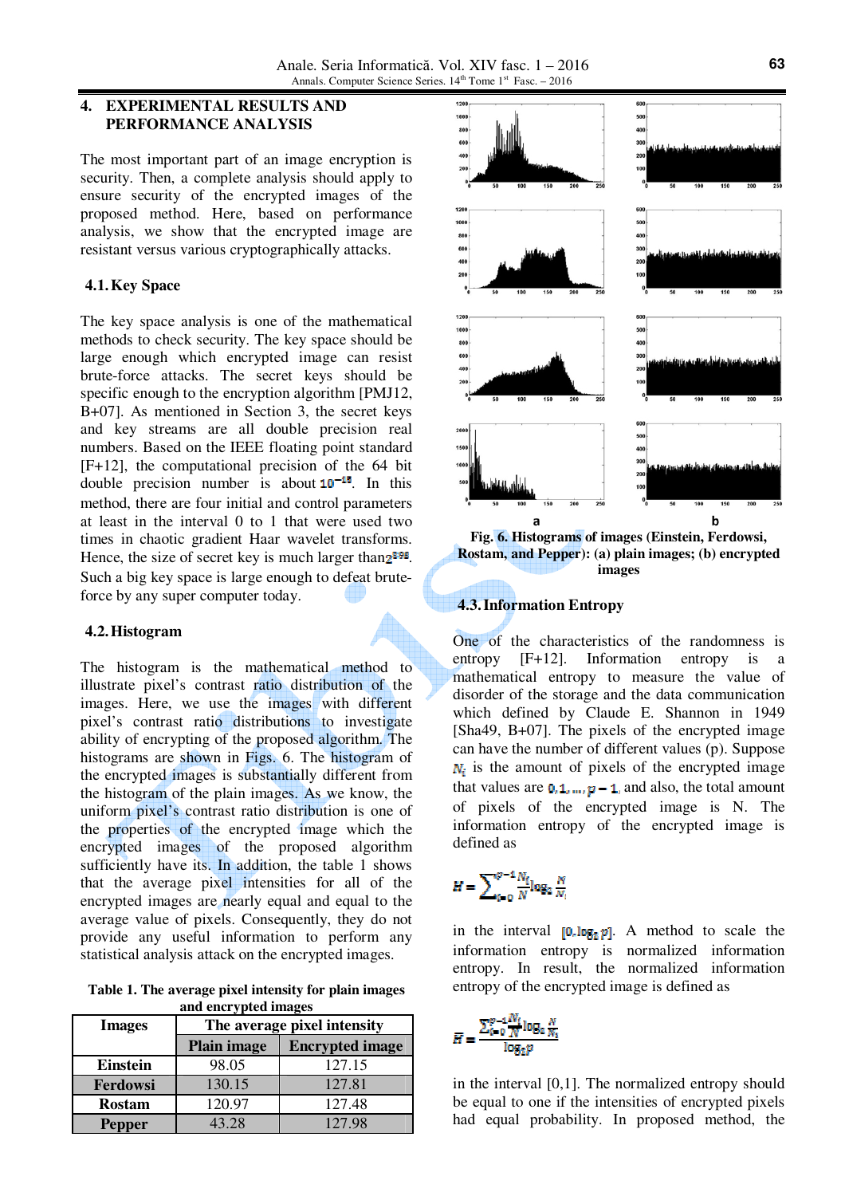## 4. EXPERIMENTAL RESULTS AND PERFORMANCE ANALYSIS

The most important part of an image encryption is security. Then, a complete analysis should apply to ensure security of the encrypted images of the proposed method. Here, based on performance analysis, we show that the encrypted image are resistant versus various cryptographically attacks.

### 4.1. Key Space

The key space analysis is one of the mathematical methods to check security. The key space should be large enough which encrypted image can resist brute-force attacks. The secret keys should be specific enough to the encryption algorithm [PMJ12, B+07]. As mentioned in Section 3, the secret keys and key streams are all double precision real numbers. Based on the IEEE floating point standard [F+12], the computational precision of the 64 bit double precision number is about $10^{-15}$. In this method, there are four initial and control parameters at least in the interval 0 to 1 that were used two times in chaotic gradient Haar wavelet transforms. Hence, the size of secret key is much larger than $2^{398}$. Such a big key space is large enough to defeat brute-force by any super computer today.

### 4.2. Histogram

The histogram is the mathematical method to illustrate pixel's contrast ratio distribution of the images. Here, we use the images with different pixel's contrast ratio distributions to investigate ability of encrypting of the proposed algorithm. The histograms are shown in Figs. 6. The histogram of the encrypted images is substantially different from the histogram of the plain images. As we know, the uniform pixel's contrast ratio distribution is one of the properties of the encrypted image which the encrypted images of the proposed algorithm sufficiently have its. In addition, the table 1 shows that the average pixel intensities for all of the encrypted images are nearly equal and equal to the average value of pixels. Consequently, they do not provide any useful information to perform any statistical analysis attack on the encrypted images.

**Table 1. The average pixel intensity for plain images and encrypted images**

| Images | The average pixel intensity | |
|---|---|---|
| | Plain image | Encrypted image |
| **Einstein** | 98.05 | 127.15 |
| **Ferdowsi** | 130.15 | 127.81 |
| **Rostam** | 120.97 | 127.48 |
| **Pepper** | 43.28 | 127.98 |

**Fig. 6. Histograms of images (Einstein, Ferdowsi, Rostam, and Pepper): (a) plain images; (b) encrypted images**

### 4.3. Information Entropy

One of the characteristics of the randomness is entropy [F+12]. Information entropy is a mathematical entropy to measure the value of disorder of the storage and the data communication which defined by Claude E. Shannon in 1949 [Sha49, B+07]. The pixels of the encrypted image can have the number of different values (p). Suppose $N_i$ is the amount of pixels of the encrypted image that values are $0, 1, \dots, p-1$, and also, the total amount of pixels of the encrypted image is N. The information entropy of the encrypted image is defined as

$$H = \sum_{i=0}^{p-1} \frac{N_i}{N} \log_2 \frac{N}{N_i}$$

in the interval $[0, \log_2 p]$. A method to scale the information entropy is normalized information entropy. In result, the normalized information entropy of the encrypted image is defined as

$$\bar{H} = \frac{\sum_{i=0}^{p-1} \frac{N_i}{N} \log_2 \frac{N}{N_i}}{\log_2 p}$$

in the interval [0,1]. The normalized entropy should be equal to one if the intensities of encrypted pixels had equal probability. In proposed method, the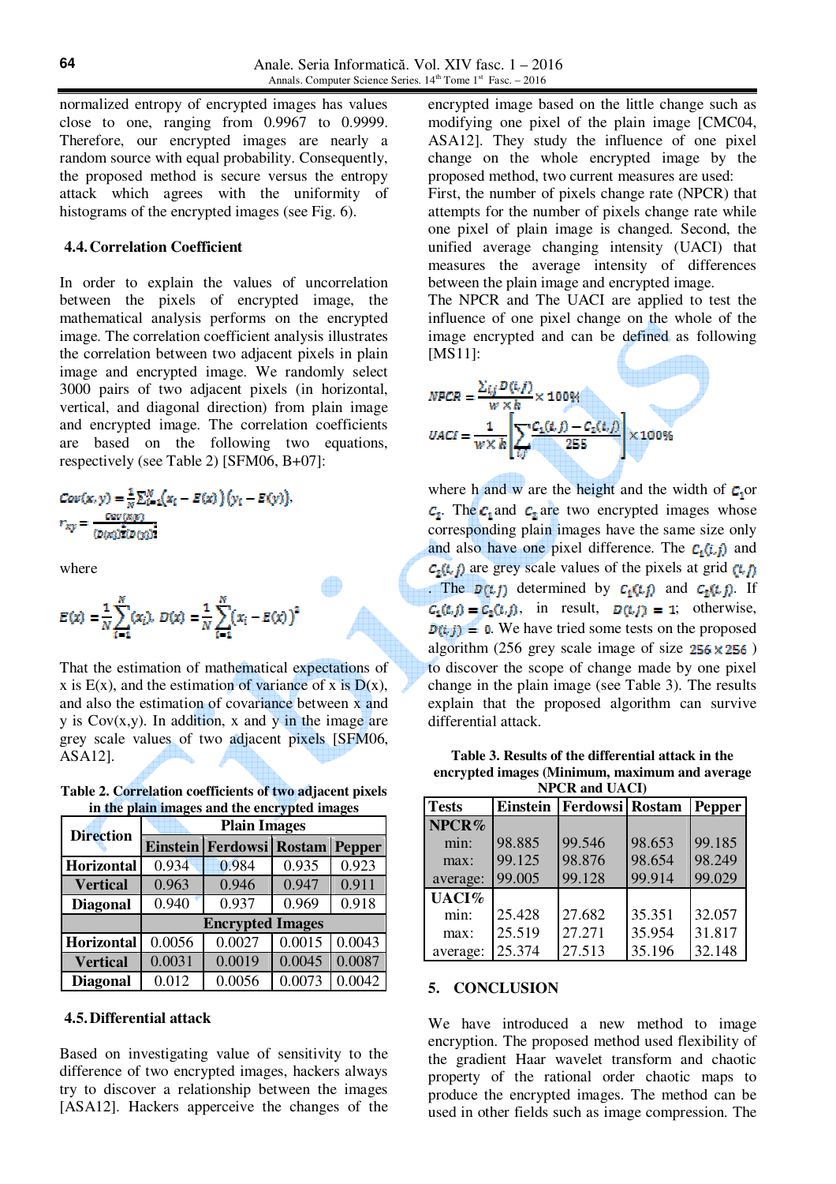normalized entropy of encrypted images has values close to one, ranging from 0.9967 to 0.9999. Therefore, our encrypted images are nearly a random source with equal probability. Consequently, the proposed method is secure versus the entropy attack which agrees with the uniformity of histograms of the encrypted images (see Fig. 6).

### 4.4. Correlation Coefficient

In order to explain the values of uncorrelation between the pixels of encrypted image, the mathematical analysis performs on the encrypted image. The correlation coefficient analysis illustrates the correlation between two adjacent pixels in plain image and encrypted image. We randomly select 3000 pairs of two adjacent pixels (in horizontal, vertical, and diagonal direction) from plain image and encrypted image. The correlation coefficients are based on the following two equations, respectively (see Table 2) [SFM06, B+07]:

$$Cov(x,y) = \frac{1}{N}\sum_{i=1}^{N}(x_i - E(x))(y_i - E(y)),$$

$$r_{xy} = \frac{Cov(x,y)}{(D(x))^{\frac{1}{2}}(D(y))^{\frac{1}{2}}}$$

where

$$E(x) = \frac{1}{N}\sum_{i=1}^{N}(x_i),\; D(x) = \frac{1}{N}\sum_{i=1}^{N}(x_i - E(x))^2$$

That the estimation of mathematical expectations of x is E(x), and the estimation of variance of x is D(x), and also the estimation of covariance between x and y is Cov(x,y). In addition, x and y in the image are grey scale values of two adjacent pixels [SFM06, ASA12].

**Table 2. Correlation coefficients of two adjacent pixels in the plain images and the encrypted images**

| Direction | Plain Images | | | |
|---|---|---|---|---|
| | Einstein | Ferdowsi | Rostam | Pepper |
| Horizontal | 0.934 | 0.984 | 0.935 | 0.923 |
| Vertical | 0.963 | 0.946 | 0.947 | 0.911 |
| Diagonal | 0.940 | 0.937 | 0.969 | 0.918 |
| | Encrypted Images | | | |
| Horizontal | 0.0056 | 0.0027 | 0.0015 | 0.0043 |
| Vertical | 0.0031 | 0.0019 | 0.0045 | 0.0087 |
| Diagonal | 0.012 | 0.0056 | 0.0073 | 0.0042 |

### 4.5. Differential attack

Based on investigating value of sensitivity to the difference of two encrypted images, hackers always try to discover a relationship between the images [ASA12]. Hackers apperceive the changes of the encrypted image based on the little change such as modifying one pixel of the plain image [CMC04, ASA12]. They study the influence of one pixel change on the whole encrypted image by the proposed method, two current measures are used: First, the number of pixels change rate (NPCR) that attempts for the number of pixels change rate while one pixel of plain image is changed. Second, the unified average changing intensity (UACI) that measures the average intensity of differences between the plain image and encrypted image.

The NPCR and The UACI are applied to test the influence of one pixel change on the whole of the image encrypted and can be defined as following [MS11]:

$$NPCR = \frac{\sum_{i,j} D(i,j)}{w \times h} \times 100\%$$

$$UACI = \frac{1}{w \times h}\left[\sum_{i,j}\frac{C_1(i,j) - C_2(i,j)}{255}\right] \times 100\%$$

where h and w are the height and the width of $C_1$ or $C_2$. The $C_1$ and $C_2$ are two encrypted images whose corresponding plain images have the same size only and also have one pixel difference. The $C_1(i,j)$ and $C_2(i,j)$ are grey scale values of the pixels at grid $(i,j)$. The $D(i,j)$ determined by $C_1(i,j)$ and $C_2(i,j)$. If $C_1(i,j) = C_2(i,j)$, in result, $D(i,j) = 1$; otherwise, $D(i,j) = 0$. We have tried some tests on the proposed algorithm (256 grey scale image of size $256 \times 256$) to discover the scope of change made by one pixel change in the plain image (see Table 3). The results explain that the proposed algorithm can survive differential attack.

**Table 3. Results of the differential attack in the encrypted images (Minimum, maximum and average NPCR and UACI)**

| Tests | Einstein | Ferdowsi | Rostam | Pepper |
|---|---|---|---|---|
| NPCR% | | | | |
| min: | 98.885 | 99.546 | 98.653 | 99.185 |
| max: | 99.125 | 98.876 | 98.654 | 98.249 |
| average: | 99.005 | 99.128 | 99.914 | 99.029 |
| UACI% | | | | |
| min: | 25.428 | 27.682 | 35.351 | 32.057 |
| max: | 25.519 | 27.271 | 35.954 | 31.817 |
| average: | 25.374 | 27.513 | 35.196 | 32.148 |

## 5. CONCLUSION

We have introduced a new method to image encryption. The proposed method used flexibility of the gradient Haar wavelet transform and chaotic property of the rational order chaotic maps to produce the encrypted images. The method can be used in other fields such as image compression. The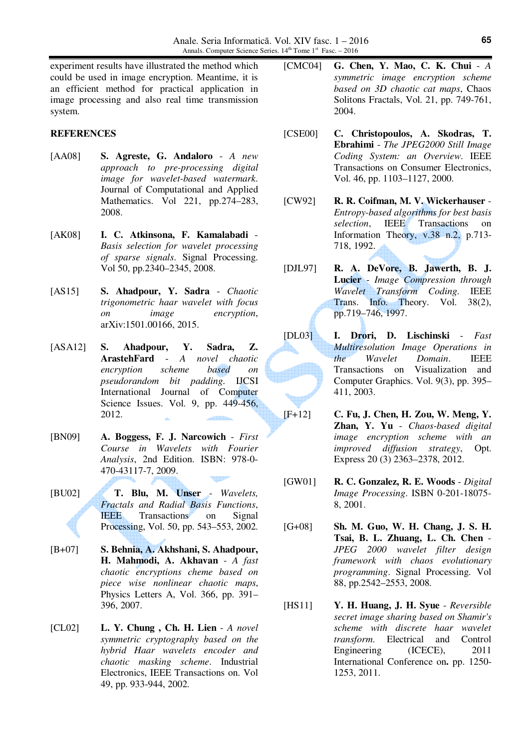experiment results have illustrated the method which could be used in image encryption. Meantime, it is an efficient method for practical application in image processing and also real time transmission system.

## REFERENCES

[AA08] **S. Agreste, G. Andaloro** - *A new approach to pre-processing digital image for wavelet-based watermark.* Journal of Computational and Applied Mathematics. Vol 221, pp.274–283, 2008.

[AK08] **I. C. Atkinsona, F. Kamalabadi** - *Basis selection for wavelet processing of sparse signals.* Signal Processing. Vol 50, pp.2340–2345, 2008.

[AS15] **S. Ahadpour, Y. Sadra** - *Chaotic trigonometric haar wavelet with focus on image encryption*, arXiv:1501.00166, 2015.

[ASA12] **S. Ahadpour, Y. Sadra, Z. ArastehFard** - *A novel chaotic encryption scheme based on pseudorandom bit padding.* IJCSI International Journal of Computer Science Issues. Vol. 9, pp. 449-456, 2012.

[BN09] **A. Boggess, F. J. Narcowich** - *First Course in Wavelets with Fourier Analysis*, 2nd Edition. ISBN: 978-0-470-43117-7, 2009.

[BU02] **T. Blu, M. Unser** - *Wavelets, Fractals and Radial Basis Functions*, IEEE Transactions on Signal Processing, Vol. 50, pp. 543–553, 2002.

[B+07] **S. Behnia, A. Akhshani, S. Ahadpour, H. Mahmodi, A. Akhavan** - *A fast chaotic encryptions cheme based on piece wise nonlinear chaotic maps*, Physics Letters A, Vol. 366, pp. 391–396, 2007.

[CL02] **L. Y. Chung , Ch. H. Lien** - *A novel symmetric cryptography based on the hybrid Haar wavelets encoder and chaotic masking scheme*. Industrial Electronics, IEEE Transactions on. Vol 49, pp. 933-944, 2002.

[CMC04] **G. Chen, Y. Mao, C. K. Chui** - *A symmetric image encryption scheme based on 3D chaotic cat maps*, Chaos Solitons Fractals, Vol. 21, pp. 749-761, 2004.

[CSE00] **C. Christopoulos, A. Skodras, T. Ebrahimi** - *The JPEG2000 Still Image Coding System: an Overview.* IEEE Transactions on Consumer Electronics, Vol. 46, pp. 1103–1127, 2000.

[CW92] **R. R. Coifman, M. V. Wickerhauser** - *Entropy-based algorithms for best basis selection*, IEEE Transactions on Information Theory, v.38 n.2, p.713-718, 1992.

[DJL97] **R. A. DeVore, B. Jawerth, B. J. Lucier** - *Image Compression through Wavelet Transform Coding.* IEEE Trans. Info. Theory. Vol. 38(2), pp.719–746, 1997.

[DL03] **I. Drori, D. Lischinski** - *Fast Multiresolution Image Operations in the Wavelet Domain.* IEEE Transactions on Visualization and Computer Graphics. Vol. 9(3), pp. 395–411, 2003.

[F+12] **C. Fu, J. Chen, H. Zou, W. Meng, Y. Zhan, Y. Yu** - *Chaos-based digital image encryption scheme with an improved diffusion strategy*, Opt. Express 20 (3) 2363–2378, 2012.

[GW01] **R. C. Gonzalez, R. E. Woods** - *Digital Image Processing*. ISBN 0-201-18075-8, 2001.

[G+08] **Sh. M. Guo, W. H. Chang, J. S. H. Tsai, B. L. Zhuang, L. Ch. Chen** - *JPEG 2000 wavelet filter design framework with chaos evolutionary programming*. Signal Processing. Vol 88, pp.2542–2553, 2008.

[HS11] **Y. H. Huang, J. H. Syue** - *Reversible secret image sharing based on Shamir's scheme with discrete haar wavelet transform.* Electrical and Control Engineering (ICECE), 2011 International Conference on**.** pp. 1250-1253, 2011.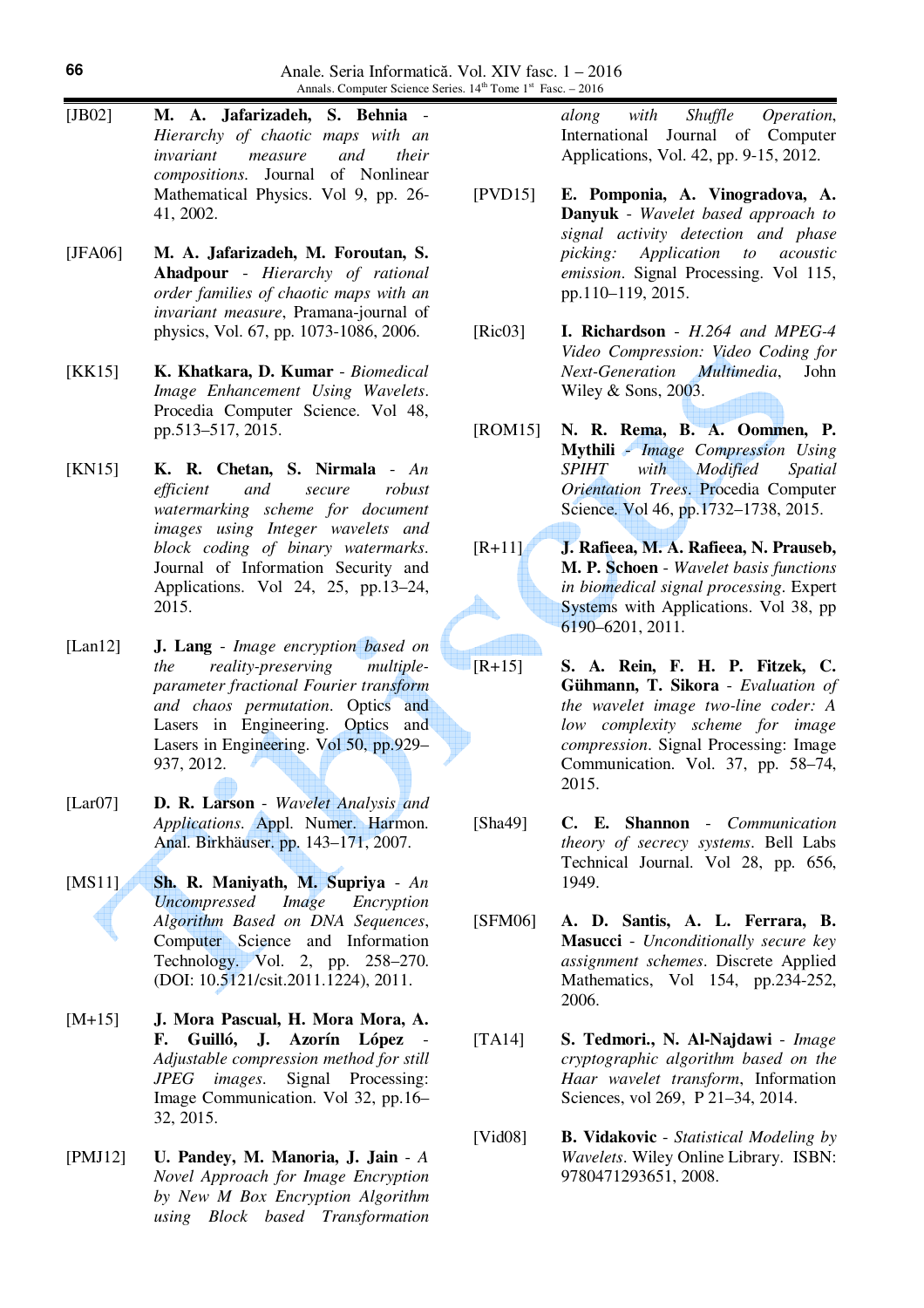[JB02] **M. A. Jafarizadeh, S. Behnia** - *Hierarchy of chaotic maps with an invariant measure and their compositions*. Journal of Nonlinear Mathematical Physics. Vol 9, pp. 26-41, 2002.

[JFA06] **M. A. Jafarizadeh, M. Foroutan, S. Ahadpour** - *Hierarchy of rational order families of chaotic maps with an invariant measure*, Pramana-journal of physics, Vol. 67, pp. 1073-1086, 2006.

[KK15] **K. Khatkara, D. Kumar** - *Biomedical Image Enhancement Using Wavelets*. Procedia Computer Science. Vol 48, pp.513–517, 2015.

[KN15] **K. R. Chetan, S. Nirmala** - *An efficient and secure robust watermarking scheme for document images using Integer wavelets and block coding of binary watermarks*. Journal of Information Security and Applications. Vol 24, 25, pp.13–24, 2015.

[Lan12] **J. Lang** - *Image encryption based on the reality-preserving multiple-parameter fractional Fourier transform and chaos permutation*. Optics and Lasers in Engineering. Optics and Lasers in Engineering. Vol 50, pp.929–937, 2012.

[Lar07] **D. R. Larson** - *Wavelet Analysis and Applications*. Appl. Numer. Harmon. Anal. Birkhäuser. pp. 143–171, 2007.

[MS11] **Sh. R. Maniyath, M. Supriya** - *An Uncompressed Image Encryption Algorithm Based on DNA Sequences*, Computer Science and Information Technology. Vol. 2, pp. 258–270. (DOI: 10.5121/csit.2011.1224), 2011.

[M+15] **J. Mora Pascual, H. Mora Mora, A. F. Guilló, J. Azorín López** - *Adjustable compression method for still JPEG images*. Signal Processing: Image Communication. Vol 32, pp.16–32, 2015.

[PMJ12] **U. Pandey, M. Manoria, J. Jain** - *A Novel Approach for Image Encryption by New M Box Encryption Algorithm using Block based Transformation along with Shuffle Operation*, International Journal of Computer Applications, Vol. 42, pp. 9-15, 2012.

[PVD15] **E. Pomponia, A. Vinogradova, A. Danyuk** - *Wavelet based approach to signal activity detection and phase picking: Application to acoustic emission*. Signal Processing. Vol 115, pp.110–119, 2015.

[Ric03] **I. Richardson** - *H.264 and MPEG-4 Video Compression: Video Coding for Next-Generation Multimedia*, John Wiley & Sons, 2003.

[ROM15] **N. R. Rema, B. A. Oommen, P. Mythili** - *Image Compression Using SPIHT with Modified Spatial Orientation Trees*. Procedia Computer Science. Vol 46, pp.1732–1738, 2015.

[R+11] **J. Rafieea, M. A. Rafieea, N. Prauseb, M. P. Schoen** - *Wavelet basis functions in biomedical signal processing*. Expert Systems with Applications. Vol 38, pp 6190–6201, 2011.

[R+15] **S. A. Rein, F. H. P. Fitzek, C. Gühmann, T. Sikora** - *Evaluation of the wavelet image two-line coder: A low complexity scheme for image compression*. Signal Processing: Image Communication. Vol. 37, pp. 58–74, 2015.

[Sha49] **C. E. Shannon** - *Communication theory of secrecy systems*. Bell Labs Technical Journal. Vol 28, pp. 656, 1949.

[SFM06] **A. D. Santis, A. L. Ferrara, B. Masucci** - *Unconditionally secure key assignment schemes*. Discrete Applied Mathematics, Vol 154, pp.234-252, 2006.

[TA14] **S. Tedmori., N. Al-Najdawi** - *Image cryptographic algorithm based on the Haar wavelet transform*, Information Sciences, vol 269, P 21–34, 2014.

[Vid08] **B. Vidakovic** - *Statistical Modeling by Wavelets*. Wiley Online Library. ISBN: 9780471293651, 2008.